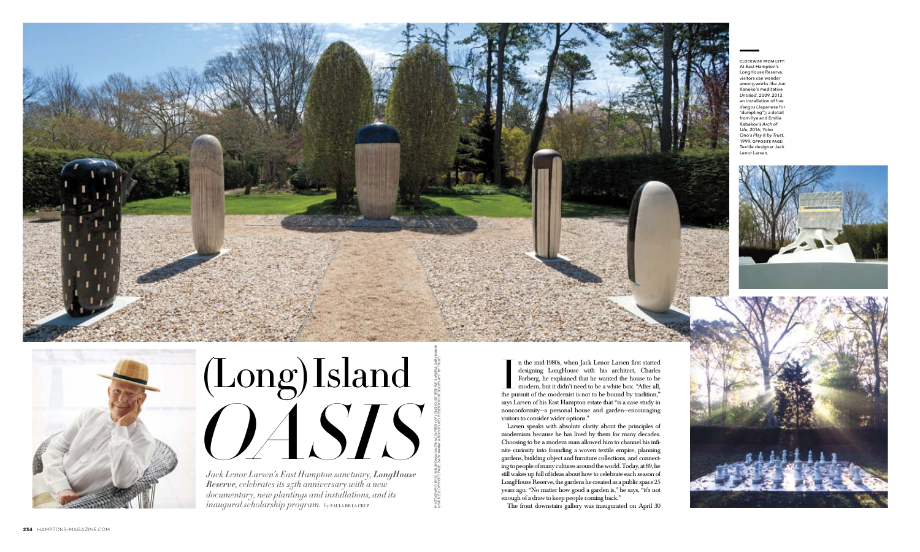# (Long) Island *OASIS*

*Jack Lenor Larsen's East Hampton sanctuary, **LongHouse Reserve**, celebrates its 25th anniversary with a new documentary, new plantings and installations, and its inaugural scholarship program.* by PAULA DE LA CRUZ

PHOTOGRAPHY BY (THIS PAGE) ©2016 BY SHOWA VALESKA/COURTESY OF LONGHOUSE RESERVE; (LARSEN) GARY MANKIN; (ARCH OF LIFE) OPPOSITE PAGE: GARY MANKIN (ARCH OF LIFE); ROBERTO DUTESCO (PLAY IT BY TRUST)

CLOCKWISE FROM LEFT: At East Hampton's LongHouse Reserve, visitors can wander among works like Jun Kaneko's meditative *Untitled*, 2009, 2013, an installation of five *dangos* (Japanese for "dumpling"); a detail from Ilya and Emilia Kabakov's *Arch of Life*, 2016; Yoko Ono's *Play It by Trust*, 1999. OPPOSITE PAGE: Textile designer Jack Lenor Larsen.

In the mid-1980s, when Jack Lenor Larsen first started designing LongHouse with his architect, Charles Forberg, he explained that he wanted the house to be modern, but it didn't need to be a white box. "After all, the pursuit of the modernist is not to be bound by tradition," says Larsen of his East Hampton estate that "is a case study in nonconformity—a personal house and garden—encouraging visitors to consider wider options."

Larsen speaks with absolute clarity about the principles of modernism because he has lived by them for many decades. Choosing to be a modern man allowed him to channel his infinite curiosity into founding a woven textile empire, planning gardens, building object and furniture collections, and connecting to people of many cultures around the world. Today, at 89, he still wakes up full of ideas about how to celebrate each season of LongHouse Reserve, the gardens he created as a public space 25 years ago. "No matter how good a garden is," he says, "it's not enough of a draw to keep people coming back."

The front downstairs gallery was inaugurated on April 30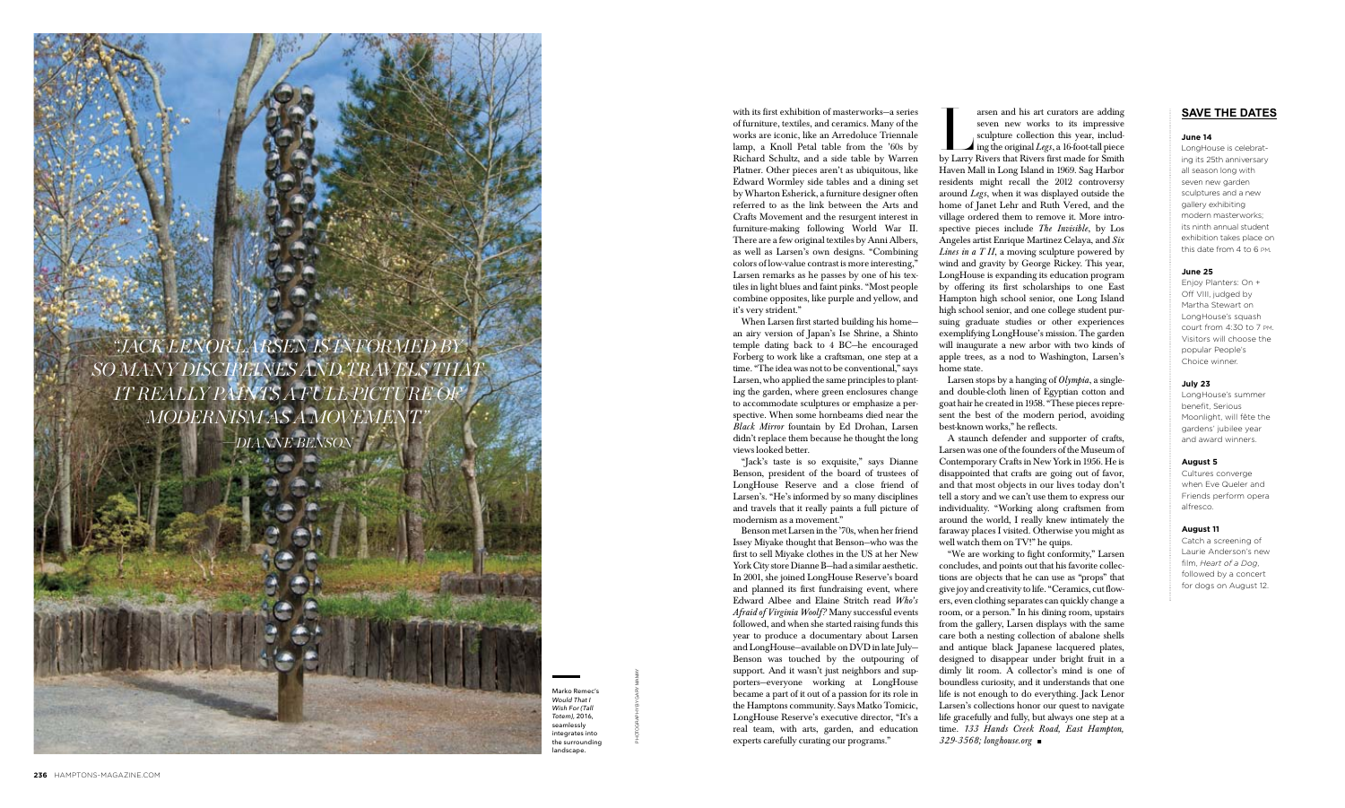"JACK LENOR LARSEN IS INFORMED BY SO MANY DISCIPLINES AND TRAVELS THAT IT REALLY PAINTS A FULL PICTURE OF MODERNISM AS A MOVEMENT."
—DIANNE BENSON

Marko Remec's *Would That I Wish For (Tall Totem)*, 2016, seamlessly integrates into the surrounding landscape.

PHOTOGRAPHY BY GARY MAMAY

with its first exhibition of masterworks—a series of furniture, textiles, and ceramics. Many of the works are iconic, like an Arredoluce Triennale lamp, a Knoll Petal table from the '60s by Richard Schultz, and a side table by Warren Platner. Other pieces aren't as ubiquitous, like Edward Wormley side tables and a dining set by Wharton Esherick, a furniture designer often referred to as the link between the Arts and Crafts Movement and the resurgent interest in furniture-making following World War II. There are a few original textiles by Anni Albers, as well as Larsen's own designs. "Combining colors of low-value contrast is more interesting," Larsen remarks as he passes by one of his textiles in light blues and faint pinks. "Most people combine opposites, like purple and yellow, and it's very strident."

When Larsen first started building his home—an airy version of Japan's Ise Shrine, a Shinto temple dating back to 4 BC—he encouraged Forberg to work like a craftsman, one step at a time. "The idea was not to be conventional," says Larsen, who applied the same principles to planting the garden, where green enclosures change to accommodate sculptures or emphasize a perspective. When some hornbeams died near the *Black Mirror* fountain by Ed Drohan, Larsen didn't replace them because he thought the long views looked better.

"Jack's taste is so exquisite," says Dianne Benson, president of the board of trustees of LongHouse Reserve and a close friend of Larsen's. "He's informed by so many disciplines and travels that it really paints a full picture of modernism as a movement."

Benson met Larsen in the '70s, when her friend Issey Miyake thought that Benson—who was the first to sell Miyake clothes in the US at her New York City store Dianne B—had a similar aesthetic. In 2001, she joined LongHouse Reserve's board and planned its first fundraising event, where Edward Albee and Elaine Stritch read *Who's Afraid of Virginia Woolf?* Many successful events followed, and when she started raising funds this year to produce a documentary about Larsen and LongHouse—available on DVD in late July—Benson was touched by the outpouring of support. And it wasn't just neighbors and supporters—everyone working at LongHouse became a part of it out of a passion for its role in the Hamptons community. Says Matko Tomicic, LongHouse Reserve's executive director, "It's a real team, with arts, garden, and education experts carefully curating our programs."

Larsen and his art curators are adding seven new works to its impressive sculpture collection this year, including the original *Legs*, a 16-foot-tall piece by Larry Rivers that Rivers first made for Smith Haven Mall in Long Island in 1969. Sag Harbor residents might recall the 2012 controversy around *Legs*, when it was displayed outside the home of Janet Lehr and Ruth Vered, and the village ordered them to remove it. More introspective pieces include *The Invisible*, by Los Angeles artist Enrique Martinez Celaya, and *Six Lines in a T II*, a moving sculpture powered by wind and gravity by George Rickey. This year, LongHouse is expanding its education program by offering its first scholarships to one East Hampton high school senior, one Long Island high school senior, and one college student pursuing graduate studies or other experiences exemplifying LongHouse's mission. The garden will inaugurate a new arbor with two kinds of apple trees, as a nod to Washington, Larsen's home state.

Larsen stops by a hanging of *Olympia*, a single- and double-cloth linen of Egyptian cotton and goat hair he created in 1958. "These pieces represent the best of the modern period, avoiding best-known works," he reflects.

A staunch defender and supporter of crafts, Larsen was one of the founders of the Museum of Contemporary Crafts in New York in 1956. He is disappointed that crafts are going out of favor, and that most objects in our lives today don't tell a story and we can't use them to express our individuality. "Working along craftsmen from around the world, I really knew intimately the faraway places I visited. Otherwise you might as well watch them on TV!" he quips.

"We are working to fight conformity," Larsen concludes, and points out that his favorite collections are objects that he can use as "props" that give joy and creativity to life. "Ceramics, cut flowers, even clothing separates can quickly change a room, or a person." In his dining room, upstairs from the gallery, Larsen displays with the same care both a nesting collection of abalone shells and antique black Japanese lacquered plates, designed to disappear under bright fruit in a dimly lit room. A collector's mind is one of boundless curiosity, and it understands that one life is not enough to do everything. Jack Lenor Larsen's collections honor our quest to navigate life gracefully and fully, but always one step at a time. *133 Hands Creek Road, East Hampton, 329-3568; longhouse.org* ■

## SAVE THE DATES

**June 14**
LongHouse is celebrating its 25th anniversary all season long with seven new garden sculptures and a new gallery exhibiting modern masterworks; its ninth annual student exhibition takes place on this date from 4 to 6 PM.

**June 25**
Enjoy Planters: On + Off VIII, judged by Martha Stewart on LongHouse's squash court from 4:30 to 7 PM. Visitors will choose the popular People's Choice winner.

**July 23**
LongHouse's summer benefit, Serious Moonlight, will fête the gardens' jubilee year and award winners.

**August 5**
Cultures converge when Eve Queler and Friends perform opera alfresco.

**August 11**
Catch a screening of Laurie Anderson's new film, *Heart of a Dog*, followed by a concert for dogs on August 12.